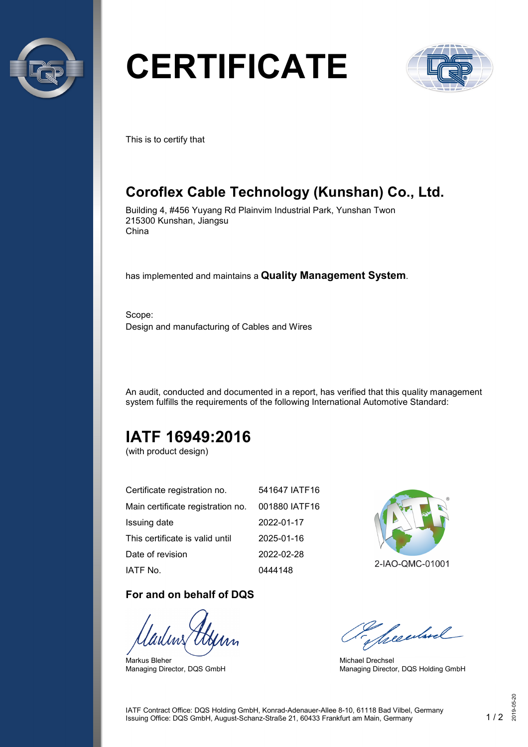# CERTIFICATE

This is to certify that

## Coroflex Cable Technology (Kunshan) Co., Ltd.

Building 4, #456 Yuyang Rd Plainvim Industrial Park, Yunshan Twon
215300 Kunshan, Jiangsu
China

has implemented and maintains a **Quality Management System**.

Scope:
Design and manufacturing of Cables and Wires

An audit, conducted and documented in a report, has verified that this quality management system fulfills the requirements of the following International Automotive Standard:

## IATF 16949:2016

(with product design)

| | |
|---|---|
| Certificate registration no. | 541647 IATF16 |
| Main certificate registration no. | 001880 IATF16 |
| Issuing date | 2022-01-17 |
| This certificate is valid until | 2025-01-16 |
| Date of revision | 2022-02-28 |
| IATF No. | 0444148 |

2-IAO-QMC-01001

**For and on behalf of DQS**

Markus Bleher
Managing Director, DQS GmbH

Michael Drechsel
Managing Director, DQS Holding GmbH

IATF Contract Office: DQS Holding GmbH, Konrad-Adenauer-Allee 8-10, 61118 Bad Vilbel, Germany
Issuing Office: DQS GmbH, August-Schanz-Straße 21, 60433 Frankfurt am Main, Germany

2019-05-20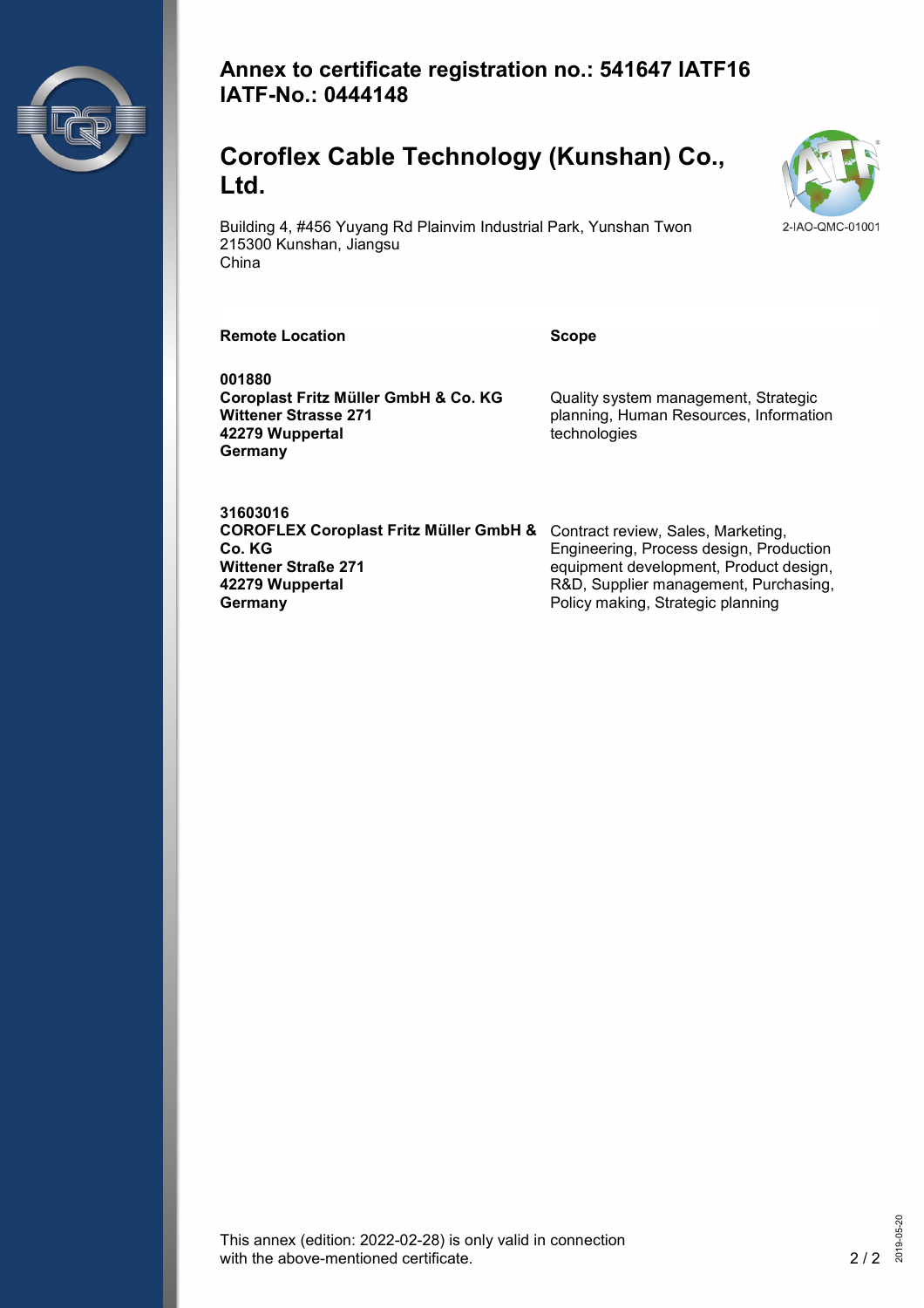# Annex to certificate registration no.: 541647 IATF16
# IATF-No.: 0444148

## Coroflex Cable Technology (Kunshan) Co., Ltd.

Building 4, #456 Yuyang Rd Plainvim Industrial Park, Yunshan Twon
215300 Kunshan, Jiangsu
China

2-IAO-QMC-01001

| Remote Location | Scope |
|---|---|
| **001880**<br>**Coroplast Fritz Müller GmbH & Co. KG**<br>**Wittener Strasse 271**<br>**42279 Wuppertal**<br>**Germany** | Quality system management, Strategic planning, Human Resources, Information technologies |
| **31603016**<br>**COROFLEX Coroplast Fritz Müller GmbH & Co. KG**<br>**Wittener Straße 271**<br>**42279 Wuppertal**<br>**Germany** | Contract review, Sales, Marketing, Engineering, Process design, Production equipment development, Product design, R&D, Supplier management, Purchasing, Policy making, Strategic planning |

This annex (edition: 2022-02-28) is only valid in connection with the above-mentioned certificate.

2019-05-20